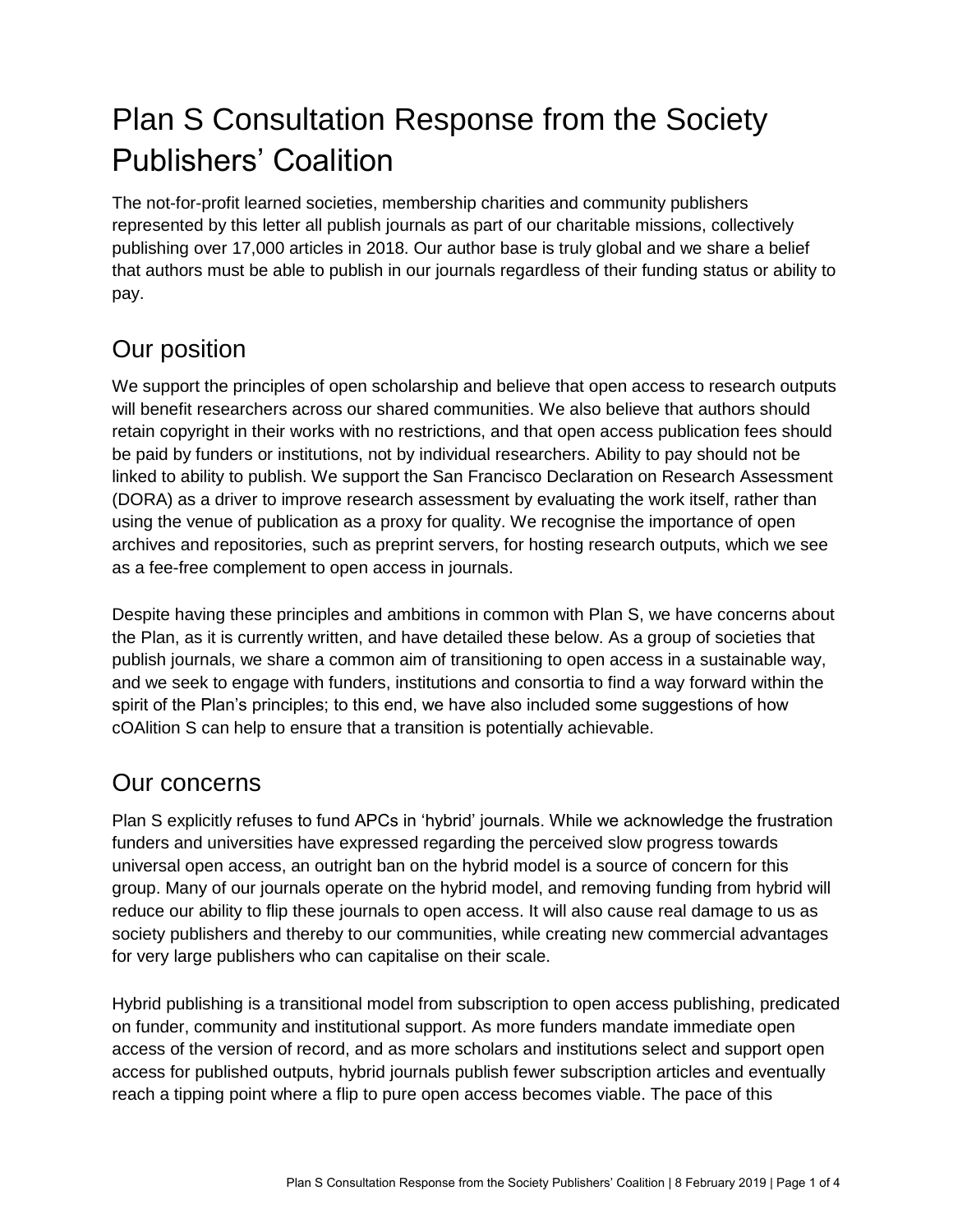# Plan S Consultation Response from the Society Publishers' Coalition

The not-for-profit learned societies, membership charities and community publishers represented by this letter all publish journals as part of our charitable missions, collectively publishing over 17,000 articles in 2018. Our author base is truly global and we share a belief that authors must be able to publish in our journals regardless of their funding status or ability to pay.

## Our position

We support the principles of open scholarship and believe that open access to research outputs will benefit researchers across our shared communities. We also believe that authors should retain copyright in their works with no restrictions, and that open access publication fees should be paid by funders or institutions, not by individual researchers. Ability to pay should not be linked to ability to publish. We support the San Francisco Declaration on Research Assessment (DORA) as a driver to improve research assessment by evaluating the work itself, rather than using the venue of publication as a proxy for quality. We recognise the importance of open archives and repositories, such as preprint servers, for hosting research outputs, which we see as a fee-free complement to open access in journals.

Despite having these principles and ambitions in common with Plan S, we have concerns about the Plan, as it is currently written, and have detailed these below. As a group of societies that publish journals, we share a common aim of transitioning to open access in a sustainable way, and we seek to engage with funders, institutions and consortia to find a way forward within the spirit of the Plan's principles; to this end, we have also included some suggestions of how cOAlition S can help to ensure that a transition is potentially achievable.

## Our concerns

Plan S explicitly refuses to fund APCs in 'hybrid' journals. While we acknowledge the frustration funders and universities have expressed regarding the perceived slow progress towards universal open access, an outright ban on the hybrid model is a source of concern for this group. Many of our journals operate on the hybrid model, and removing funding from hybrid will reduce our ability to flip these journals to open access. It will also cause real damage to us as society publishers and thereby to our communities, while creating new commercial advantages for very large publishers who can capitalise on their scale.

Hybrid publishing is a transitional model from subscription to open access publishing, predicated on funder, community and institutional support. As more funders mandate immediate open access of the version of record, and as more scholars and institutions select and support open access for published outputs, hybrid journals publish fewer subscription articles and eventually reach a tipping point where a flip to pure open access becomes viable. The pace of this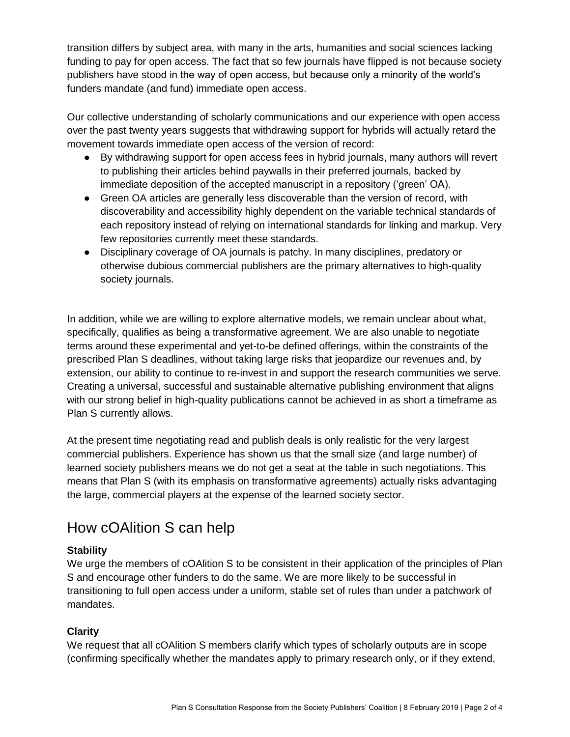transition differs by subject area, with many in the arts, humanities and social sciences lacking funding to pay for open access. The fact that so few journals have flipped is not because society publishers have stood in the way of open access, but because only a minority of the world's funders mandate (and fund) immediate open access.

Our collective understanding of scholarly communications and our experience with open access over the past twenty years suggests that withdrawing support for hybrids will actually retard the movement towards immediate open access of the version of record:

- By withdrawing support for open access fees in hybrid journals, many authors will revert to publishing their articles behind paywalls in their preferred journals, backed by immediate deposition of the accepted manuscript in a repository ('green' OA).
- Green OA articles are generally less discoverable than the version of record, with discoverability and accessibility highly dependent on the variable technical standards of each repository instead of relying on international standards for linking and markup. Very few repositories currently meet these standards.
- Disciplinary coverage of OA journals is patchy. In many disciplines, predatory or otherwise dubious commercial publishers are the primary alternatives to high-quality society journals.

In addition, while we are willing to explore alternative models, we remain unclear about what, specifically, qualifies as being a transformative agreement. We are also unable to negotiate terms around these experimental and yet-to-be defined offerings, within the constraints of the prescribed Plan S deadlines, without taking large risks that jeopardize our revenues and, by extension, our ability to continue to re-invest in and support the research communities we serve. Creating a universal, successful and sustainable alternative publishing environment that aligns with our strong belief in high-quality publications cannot be achieved in as short a timeframe as Plan S currently allows.

At the present time negotiating read and publish deals is only realistic for the very largest commercial publishers. Experience has shown us that the small size (and large number) of learned society publishers means we do not get a seat at the table in such negotiations. This means that Plan S (with its emphasis on transformative agreements) actually risks advantaging the large, commercial players at the expense of the learned society sector.

## How cOAlition S can help

**Stability**

We urge the members of cOAlition S to be consistent in their application of the principles of Plan S and encourage other funders to do the same. We are more likely to be successful in transitioning to full open access under a uniform, stable set of rules than under a patchwork of mandates.

**Clarity**

We request that all cOAlition S members clarify which types of scholarly outputs are in scope (confirming specifically whether the mandates apply to primary research only, or if they extend,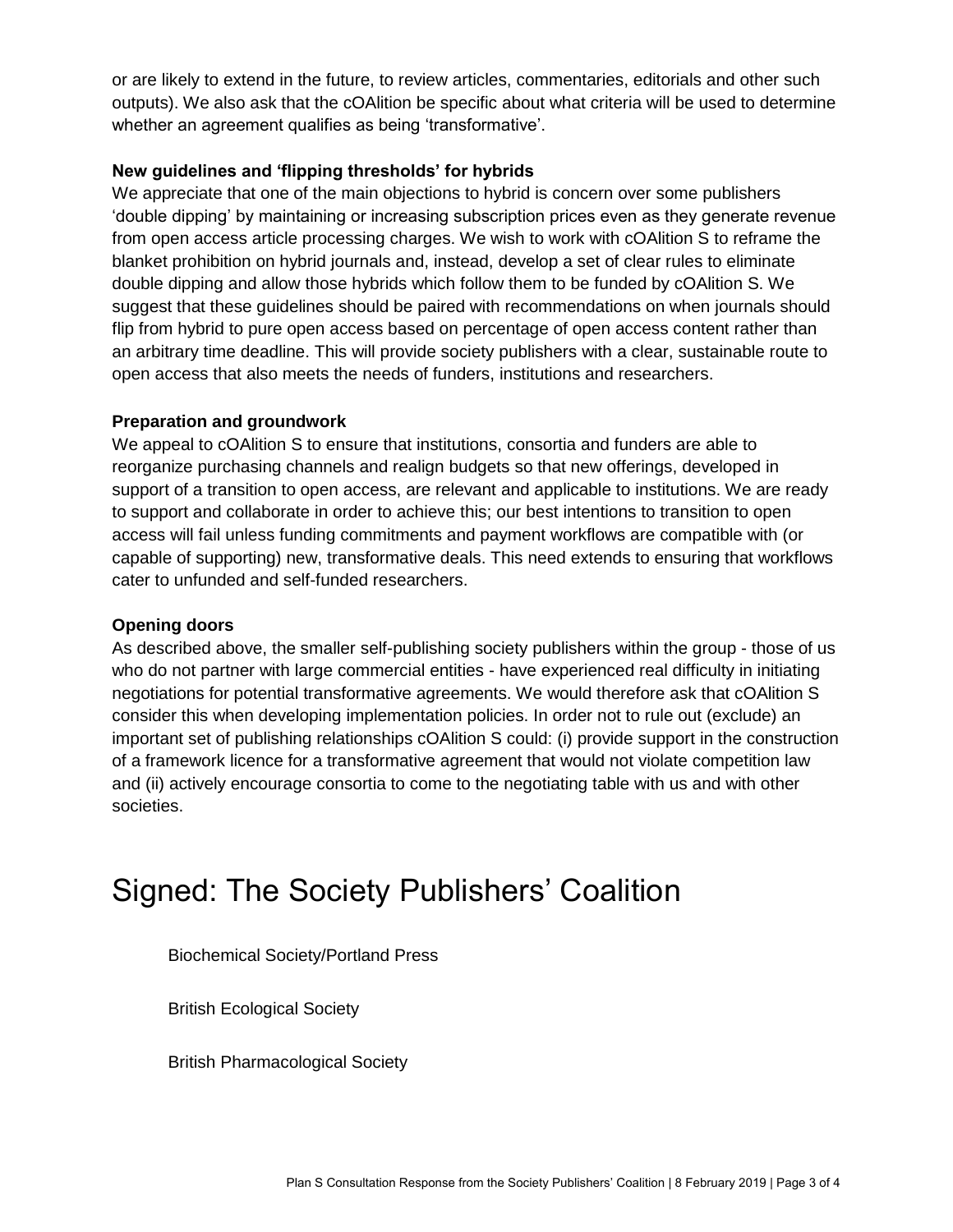or are likely to extend in the future, to review articles, commentaries, editorials and other such outputs). We also ask that the cOAlition be specific about what criteria will be used to determine whether an agreement qualifies as being 'transformative'.

**New guidelines and 'flipping thresholds' for hybrids**

We appreciate that one of the main objections to hybrid is concern over some publishers 'double dipping' by maintaining or increasing subscription prices even as they generate revenue from open access article processing charges. We wish to work with cOAlition S to reframe the blanket prohibition on hybrid journals and, instead, develop a set of clear rules to eliminate double dipping and allow those hybrids which follow them to be funded by cOAlition S. We suggest that these guidelines should be paired with recommendations on when journals should flip from hybrid to pure open access based on percentage of open access content rather than an arbitrary time deadline. This will provide society publishers with a clear, sustainable route to open access that also meets the needs of funders, institutions and researchers.

**Preparation and groundwork**

We appeal to cOAlition S to ensure that institutions, consortia and funders are able to reorganize purchasing channels and realign budgets so that new offerings, developed in support of a transition to open access, are relevant and applicable to institutions. We are ready to support and collaborate in order to achieve this; our best intentions to transition to open access will fail unless funding commitments and payment workflows are compatible with (or capable of supporting) new, transformative deals. This need extends to ensuring that workflows cater to unfunded and self-funded researchers.

**Opening doors**

As described above, the smaller self-publishing society publishers within the group - those of us who do not partner with large commercial entities - have experienced real difficulty in initiating negotiations for potential transformative agreements. We would therefore ask that cOAlition S consider this when developing implementation policies. In order not to rule out (exclude) an important set of publishing relationships cOAlition S could: (i) provide support in the construction of a framework licence for a transformative agreement that would not violate competition law and (ii) actively encourage consortia to come to the negotiating table with us and with other societies.

# Signed: The Society Publishers' Coalition

Biochemical Society/Portland Press

British Ecological Society

British Pharmacological Society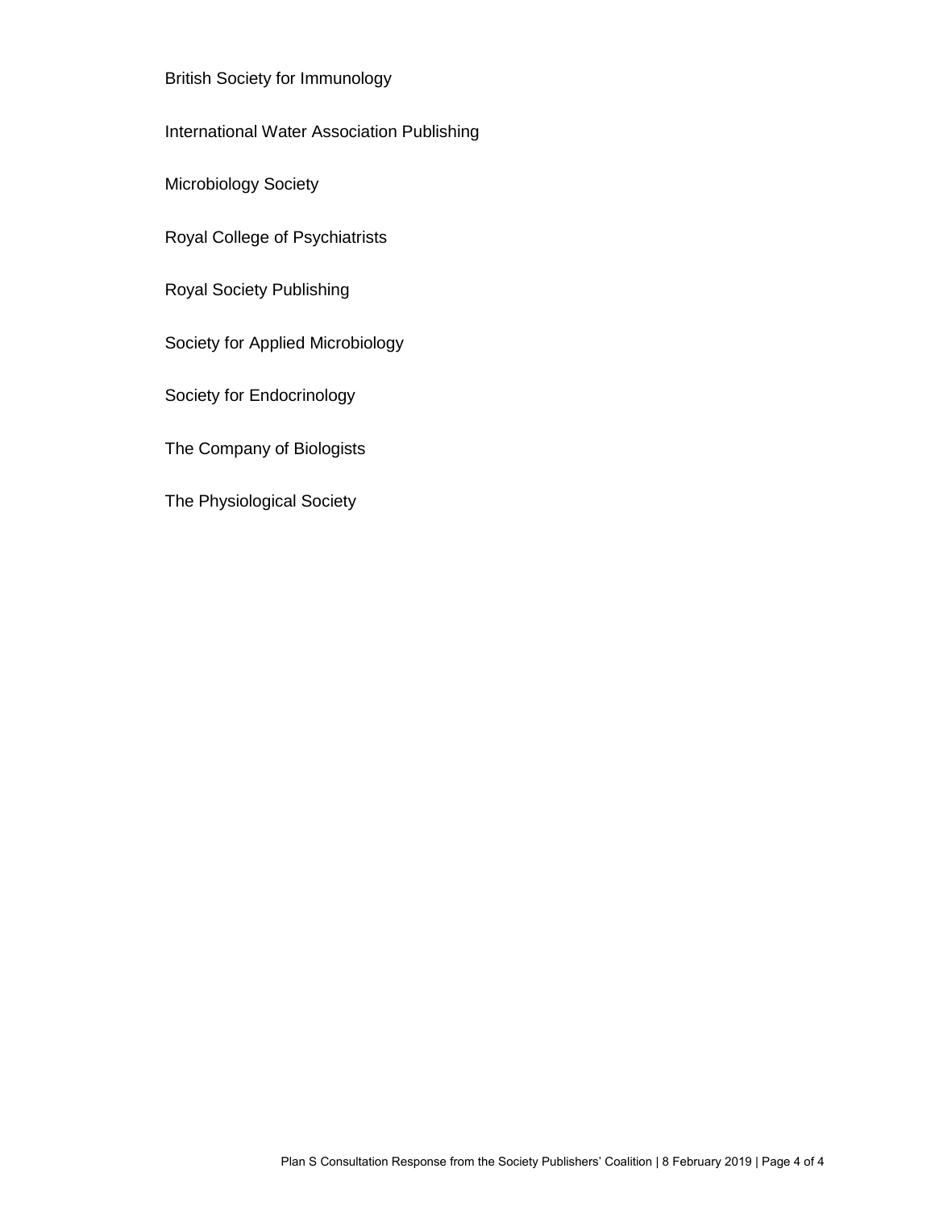British Society for Immunology

International Water Association Publishing

Microbiology Society

Royal College of Psychiatrists

Royal Society Publishing

Society for Applied Microbiology

Society for Endocrinology

The Company of Biologists

The Physiological Society